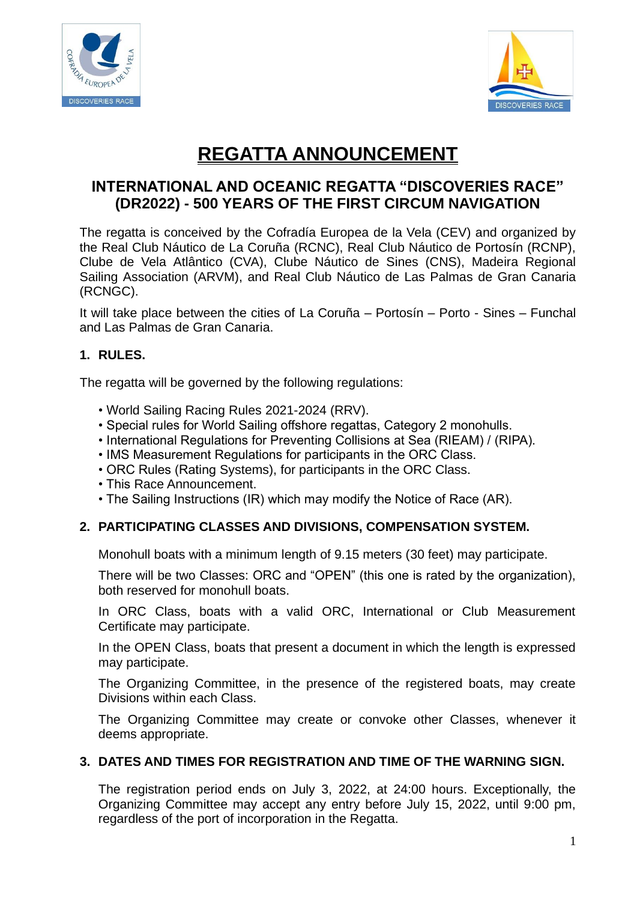# REGATTA ANNOUNCEMENT

## INTERNATIONAL AND OCEANIC REGATTA "DISCOVERIES RACE" (DR2022) - 500 YEARS OF THE FIRST CIRCUM NAVIGATION

The regatta is conceived by the Cofradía Europea de la Vela (CEV) and organized by the Real Club Náutico de La Coruña (RCNC), Real Club Náutico de Portosín (RCNP), Clube de Vela Atlântico (CVA), Clube Náutico de Sines (CNS), Madeira Regional Sailing Association (ARVM), and Real Club Náutico de Las Palmas de Gran Canaria (RCNGC).

It will take place between the cities of La Coruña – Portosín – Porto - Sines – Funchal and Las Palmas de Gran Canaria.

### 1. RULES.

The regatta will be governed by the following regulations:

- World Sailing Racing Rules 2021-2024 (RRV).
- Special rules for World Sailing offshore regattas, Category 2 monohulls.
- International Regulations for Preventing Collisions at Sea (RIEAM) / (RIPA).
- IMS Measurement Regulations for participants in the ORC Class.
- ORC Rules (Rating Systems), for participants in the ORC Class.
- This Race Announcement.
- The Sailing Instructions (IR) which may modify the Notice of Race (AR).

### 2. PARTICIPATING CLASSES AND DIVISIONS, COMPENSATION SYSTEM.

Monohull boats with a minimum length of 9.15 meters (30 feet) may participate.

There will be two Classes: ORC and "OPEN" (this one is rated by the organization), both reserved for monohull boats.

In ORC Class, boats with a valid ORC, International or Club Measurement Certificate may participate.

In the OPEN Class, boats that present a document in which the length is expressed may participate.

The Organizing Committee, in the presence of the registered boats, may create Divisions within each Class.

The Organizing Committee may create or convoke other Classes, whenever it deems appropriate.

### 3. DATES AND TIMES FOR REGISTRATION AND TIME OF THE WARNING SIGN.

The registration period ends on July 3, 2022, at 24:00 hours. Exceptionally, the Organizing Committee may accept any entry before July 15, 2022, until 9:00 pm, regardless of the port of incorporation in the Regatta.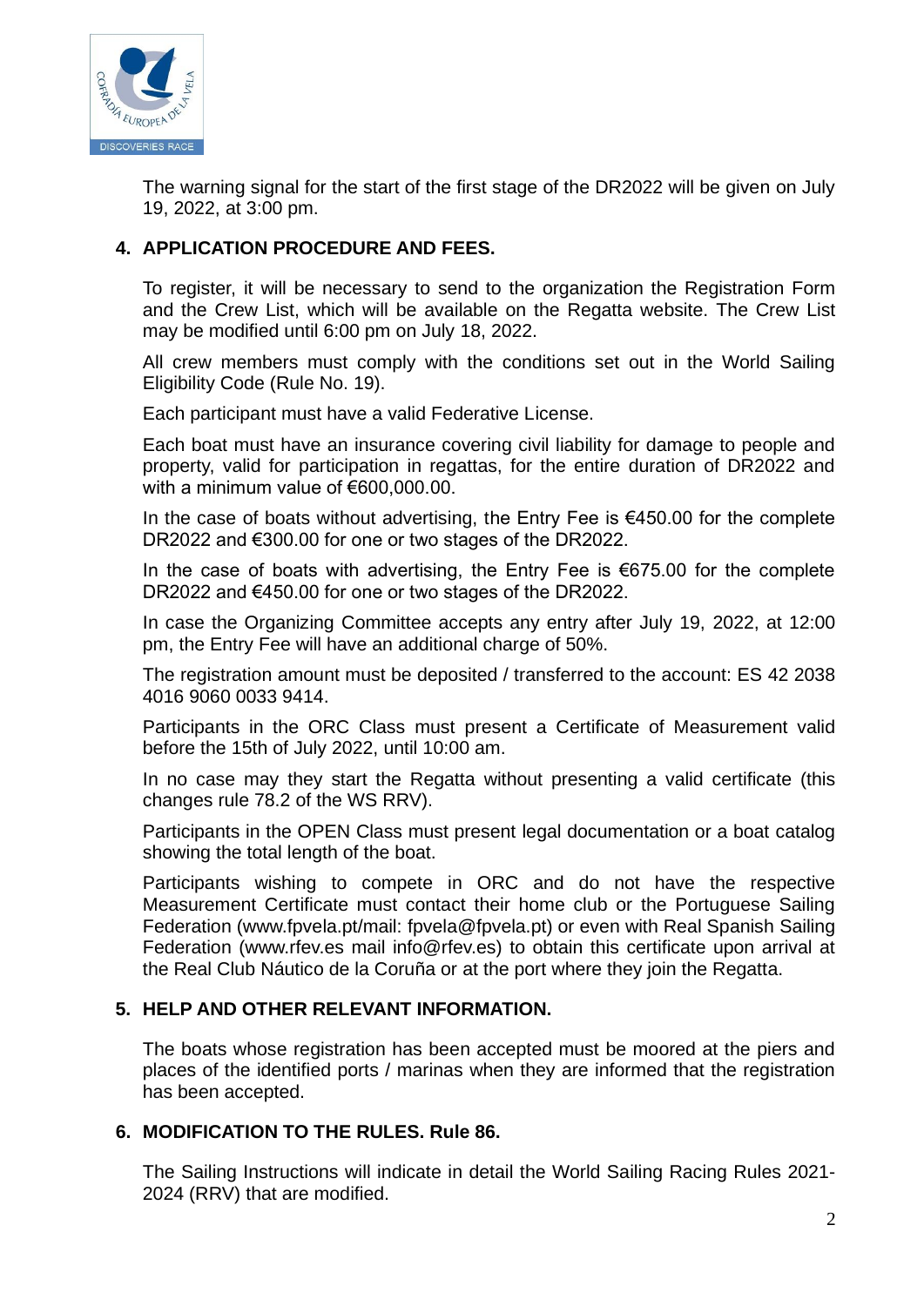The warning signal for the start of the first stage of the DR2022 will be given on July 19, 2022, at 3:00 pm.

## 4. APPLICATION PROCEDURE AND FEES.

To register, it will be necessary to send to the organization the Registration Form and the Crew List, which will be available on the Regatta website. The Crew List may be modified until 6:00 pm on July 18, 2022.

All crew members must comply with the conditions set out in the World Sailing Eligibility Code (Rule No. 19).

Each participant must have a valid Federative License.

Each boat must have an insurance covering civil liability for damage to people and property, valid for participation in regattas, for the entire duration of DR2022 and with a minimum value of €600,000.00.

In the case of boats without advertising, the Entry Fee is €450.00 for the complete DR2022 and €300.00 for one or two stages of the DR2022.

In the case of boats with advertising, the Entry Fee is €675.00 for the complete DR2022 and €450.00 for one or two stages of the DR2022.

In case the Organizing Committee accepts any entry after July 19, 2022, at 12:00 pm, the Entry Fee will have an additional charge of 50%.

The registration amount must be deposited / transferred to the account: ES 42 2038 4016 9060 0033 9414.

Participants in the ORC Class must present a Certificate of Measurement valid before the 15th of July 2022, until 10:00 am.

In no case may they start the Regatta without presenting a valid certificate (this changes rule 78.2 of the WS RRV).

Participants in the OPEN Class must present legal documentation or a boat catalog showing the total length of the boat.

Participants wishing to compete in ORC and do not have the respective Measurement Certificate must contact their home club or the Portuguese Sailing Federation (www.fpvela.pt/mail: fpvela@fpvela.pt) or even with Real Spanish Sailing Federation (www.rfev.es mail info@rfev.es) to obtain this certificate upon arrival at the Real Club Náutico de la Coruña or at the port where they join the Regatta.

## 5. HELP AND OTHER RELEVANT INFORMATION.

The boats whose registration has been accepted must be moored at the piers and places of the identified ports / marinas when they are informed that the registration has been accepted.

## 6. MODIFICATION TO THE RULES. Rule 86.

The Sailing Instructions will indicate in detail the World Sailing Racing Rules 2021-2024 (RRV) that are modified.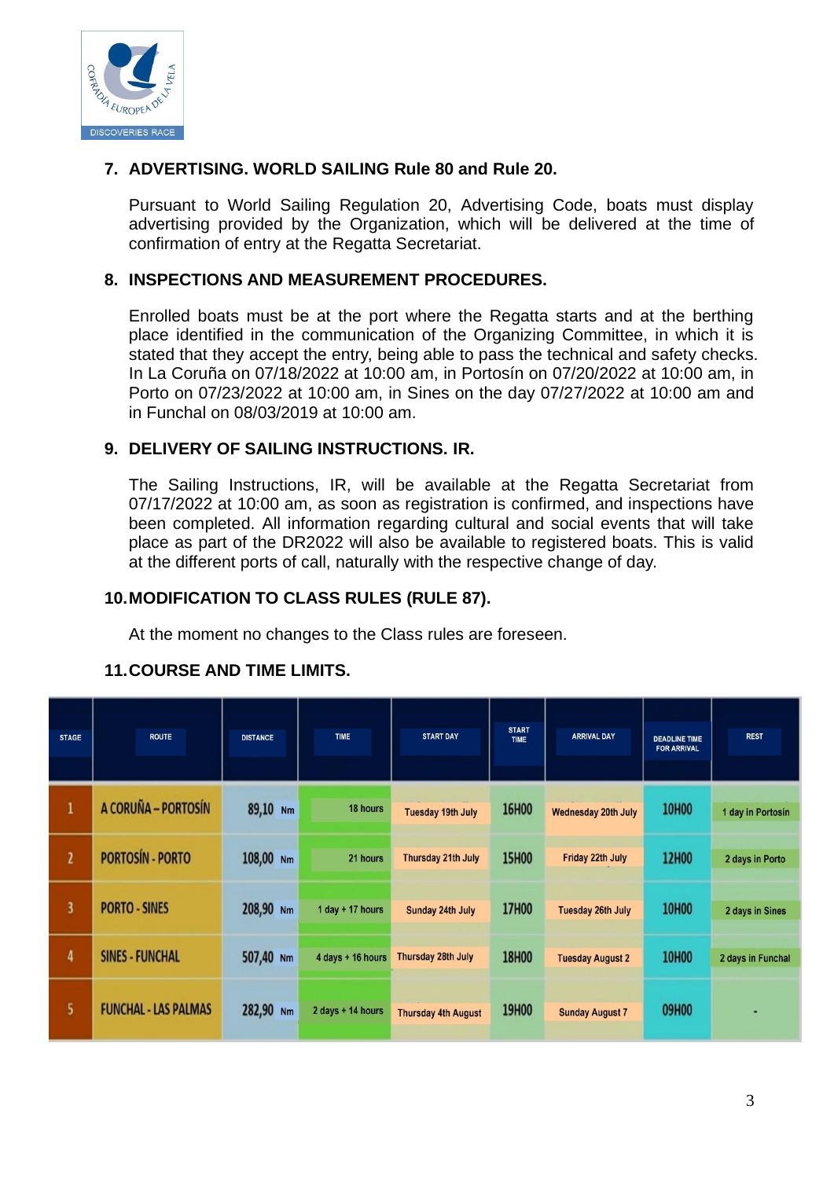## 7. ADVERTISING. WORLD SAILING Rule 80 and Rule 20.

Pursuant to World Sailing Regulation 20, Advertising Code, boats must display advertising provided by the Organization, which will be delivered at the time of confirmation of entry at the Regatta Secretariat.

## 8. INSPECTIONS AND MEASUREMENT PROCEDURES.

Enrolled boats must be at the port where the Regatta starts and at the berthing place identified in the communication of the Organizing Committee, in which it is stated that they accept the entry, being able to pass the technical and safety checks. In La Coruña on 07/18/2022 at 10:00 am, in Portosín on 07/20/2022 at 10:00 am, in Porto on 07/23/2022 at 10:00 am, in Sines on the day 07/27/2022 at 10:00 am and in Funchal on 08/03/2019 at 10:00 am.

## 9. DELIVERY OF SAILING INSTRUCTIONS. IR.

The Sailing Instructions, IR, will be available at the Regatta Secretariat from 07/17/2022 at 10:00 am, as soon as registration is confirmed, and inspections have been completed. All information regarding cultural and social events that will take place as part of the DR2022 will also be available to registered boats. This is valid at the different ports of call, naturally with the respective change of day.

## 10. MODIFICATION TO CLASS RULES (RULE 87).

At the moment no changes to the Class rules are foreseen.

## 11. COURSE AND TIME LIMITS.

| STAGE | ROUTE | DISTANCE | TIME | START DAY | START TIME | ARRIVAL DAY | DEADLINE TIME FOR ARRIVAL | REST |
|---|---|---|---|---|---|---|---|---|
| 1 | A CORUÑA – PORTOSÍN | 89,10 Nm | 18 hours | Tuesday 19th July | 16H00 | Wednesday 20th July | 10H00 | 1 day in Portosín |
| 2 | PORTOSÍN - PORTO | 108,00 Nm | 21 hours | Thursday 21th July | 15H00 | Friday 22th July | 12H00 | 2 days in Porto |
| 3 | PORTO - SINES | 208,90 Nm | 1 day + 17 hours | Sunday 24th July | 17H00 | Tuesday 26th July | 10H00 | 2 days in Sines |
| 4 | SINES - FUNCHAL | 507,40 Nm | 4 days + 16 hours | Thursday 28th July | 18H00 | Tuesday August 2 | 10H00 | 2 days in Funchal |
| 5 | FUNCHAL - LAS PALMAS | 282,90 Nm | 2 days + 14 hours | Thursday 4th August | 19H00 | Sunday August 7 | 09H00 | - |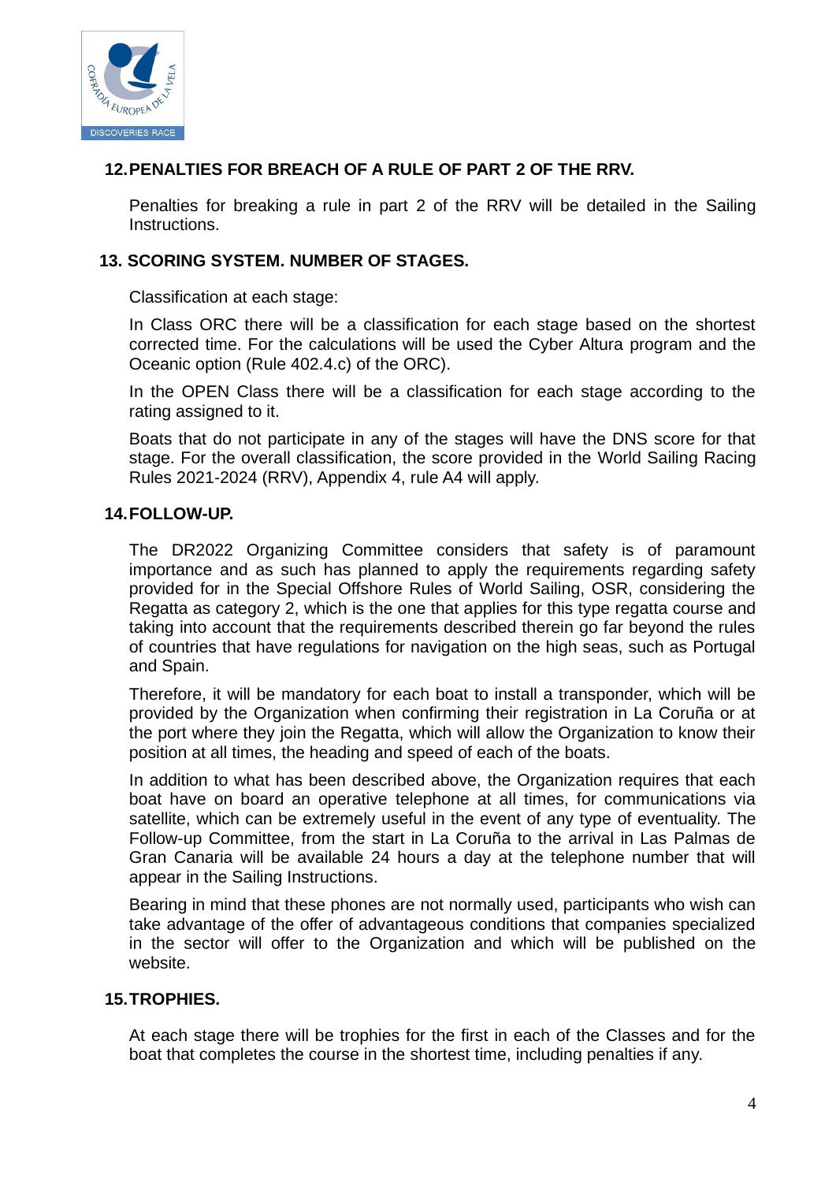## 12. PENALTIES FOR BREACH OF A RULE OF PART 2 OF THE RRV.

Penalties for breaking a rule in part 2 of the RRV will be detailed in the Sailing Instructions.

## 13. SCORING SYSTEM. NUMBER OF STAGES.

Classification at each stage:

In Class ORC there will be a classification for each stage based on the shortest corrected time. For the calculations will be used the Cyber Altura program and the Oceanic option (Rule 402.4.c) of the ORC).

In the OPEN Class there will be a classification for each stage according to the rating assigned to it.

Boats that do not participate in any of the stages will have the DNS score for that stage. For the overall classification, the score provided in the World Sailing Racing Rules 2021-2024 (RRV), Appendix 4, rule A4 will apply.

## 14. FOLLOW-UP.

The DR2022 Organizing Committee considers that safety is of paramount importance and as such has planned to apply the requirements regarding safety provided for in the Special Offshore Rules of World Sailing, OSR, considering the Regatta as category 2, which is the one that applies for this type regatta course and taking into account that the requirements described therein go far beyond the rules of countries that have regulations for navigation on the high seas, such as Portugal and Spain.

Therefore, it will be mandatory for each boat to install a transponder, which will be provided by the Organization when confirming their registration in La Coruña or at the port where they join the Regatta, which will allow the Organization to know their position at all times, the heading and speed of each of the boats.

In addition to what has been described above, the Organization requires that each boat have on board an operative telephone at all times, for communications via satellite, which can be extremely useful in the event of any type of eventuality. The Follow-up Committee, from the start in La Coruña to the arrival in Las Palmas de Gran Canaria will be available 24 hours a day at the telephone number that will appear in the Sailing Instructions.

Bearing in mind that these phones are not normally used, participants who wish can take advantage of the offer of advantageous conditions that companies specialized in the sector will offer to the Organization and which will be published on the website.

## 15. TROPHIES.

At each stage there will be trophies for the first in each of the Classes and for the boat that completes the course in the shortest time, including penalties if any.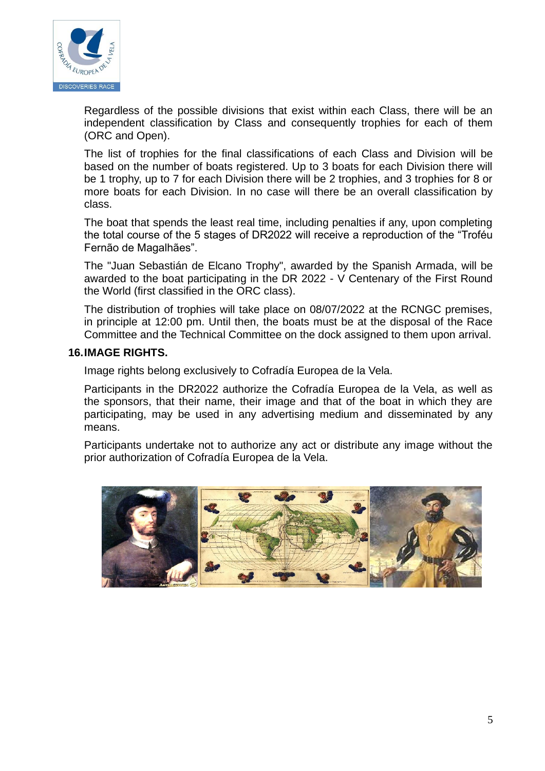Regardless of the possible divisions that exist within each Class, there will be an independent classification by Class and consequently trophies for each of them (ORC and Open).

The list of trophies for the final classifications of each Class and Division will be based on the number of boats registered. Up to 3 boats for each Division there will be 1 trophy, up to 7 for each Division there will be 2 trophies, and 3 trophies for 8 or more boats for each Division. In no case will there be an overall classification by class.

The boat that spends the least real time, including penalties if any, upon completing the total course of the 5 stages of DR2022 will receive a reproduction of the "Troféu Fernão de Magalhães".

The "Juan Sebastián de Elcano Trophy", awarded by the Spanish Armada, will be awarded to the boat participating in the DR 2022 - V Centenary of the First Round the World (first classified in the ORC class).

The distribution of trophies will take place on 08/07/2022 at the RCNGC premises, in principle at 12:00 pm. Until then, the boats must be at the disposal of the Race Committee and the Technical Committee on the dock assigned to them upon arrival.

## 16. IMAGE RIGHTS.

Image rights belong exclusively to Cofradía Europea de la Vela.

Participants in the DR2022 authorize the Cofradía Europea de la Vela, as well as the sponsors, that their name, their image and that of the boat in which they are participating, may be used in any advertising medium and disseminated by any means.

Participants undertake not to authorize any act or distribute any image without the prior authorization of Cofradía Europea de la Vela.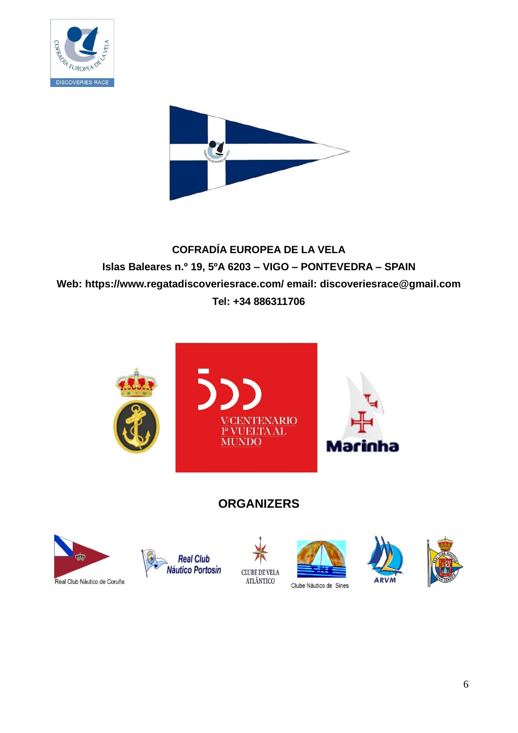**COFRADÍA EUROPEA DE LA VELA**

**Islas Baleares n.º 19, 5ºA 6203 – VIGO – PONTEVEDRA – SPAIN**

**Web: https://www.regatadiscoveriesrace.com/ email: discoveriesrace@gmail.com**

**Tel: +34 886311706**

## ORGANIZERS